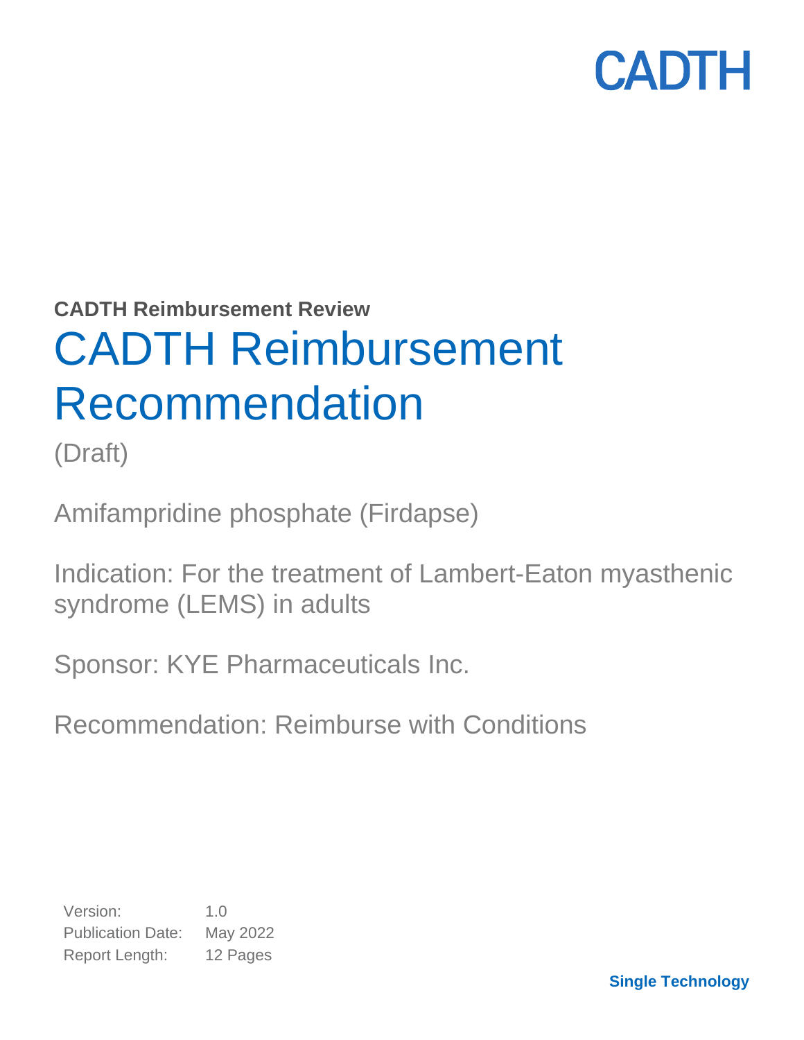CADTH

**CADTH Reimbursement Review**

# CADTH Reimbursement Recommendation

(Draft)

Amifampridine phosphate (Firdapse)

Indication: For the treatment of Lambert-Eaton myasthenic syndrome (LEMS) in adults

Sponsor: KYE Pharmaceuticals Inc.

Recommendation: Reimburse with Conditions

| | |
|---|---|
| Version: | 1.0 |
| Publication Date: | May 2022 |
| Report Length: | 12 Pages |

**Single Technology**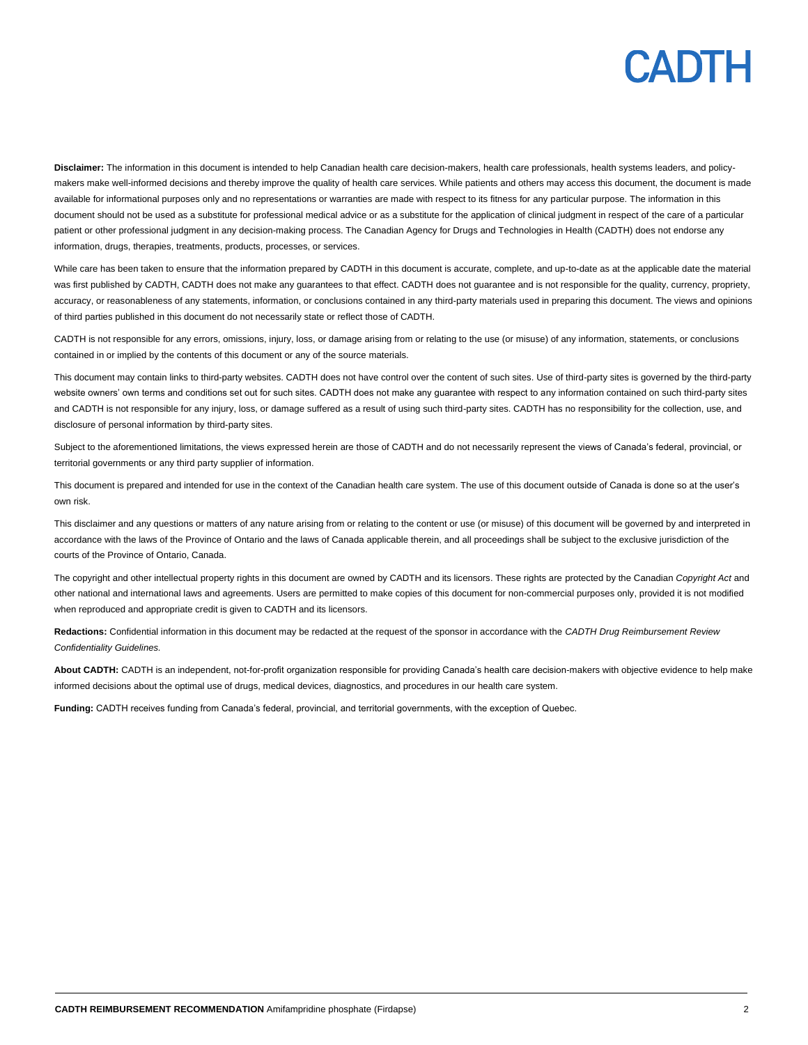**Disclaimer:** The information in this document is intended to help Canadian health care decision-makers, health care professionals, health systems leaders, and policy-makers make well-informed decisions and thereby improve the quality of health care services. While patients and others may access this document, the document is made available for informational purposes only and no representations or warranties are made with respect to its fitness for any particular purpose. The information in this document should not be used as a substitute for professional medical advice or as a substitute for the application of clinical judgment in respect of the care of a particular patient or other professional judgment in any decision-making process. The Canadian Agency for Drugs and Technologies in Health (CADTH) does not endorse any information, drugs, therapies, treatments, products, processes, or services.

While care has been taken to ensure that the information prepared by CADTH in this document is accurate, complete, and up-to-date as at the applicable date the material was first published by CADTH, CADTH does not make any guarantees to that effect. CADTH does not guarantee and is not responsible for the quality, currency, propriety, accuracy, or reasonableness of any statements, information, or conclusions contained in any third-party materials used in preparing this document. The views and opinions of third parties published in this document do not necessarily state or reflect those of CADTH.

CADTH is not responsible for any errors, omissions, injury, loss, or damage arising from or relating to the use (or misuse) of any information, statements, or conclusions contained in or implied by the contents of this document or any of the source materials.

This document may contain links to third-party websites. CADTH does not have control over the content of such sites. Use of third-party sites is governed by the third-party website owners' own terms and conditions set out for such sites. CADTH does not make any guarantee with respect to any information contained on such third-party sites and CADTH is not responsible for any injury, loss, or damage suffered as a result of using such third-party sites. CADTH has no responsibility for the collection, use, and disclosure of personal information by third-party sites.

Subject to the aforementioned limitations, the views expressed herein are those of CADTH and do not necessarily represent the views of Canada's federal, provincial, or territorial governments or any third party supplier of information.

This document is prepared and intended for use in the context of the Canadian health care system. The use of this document outside of Canada is done so at the user's own risk.

This disclaimer and any questions or matters of any nature arising from or relating to the content or use (or misuse) of this document will be governed by and interpreted in accordance with the laws of the Province of Ontario and the laws of Canada applicable therein, and all proceedings shall be subject to the exclusive jurisdiction of the courts of the Province of Ontario, Canada.

The copyright and other intellectual property rights in this document are owned by CADTH and its licensors. These rights are protected by the Canadian *Copyright Act* and other national and international laws and agreements. Users are permitted to make copies of this document for non-commercial purposes only, provided it is not modified when reproduced and appropriate credit is given to CADTH and its licensors.

**Redactions:** Confidential information in this document may be redacted at the request of the sponsor in accordance with the *CADTH Drug Reimbursement Review Confidentiality Guidelines.*

**About CADTH:** CADTH is an independent, not-for-profit organization responsible for providing Canada's health care decision-makers with objective evidence to help make informed decisions about the optimal use of drugs, medical devices, diagnostics, and procedures in our health care system.

**Funding:** CADTH receives funding from Canada's federal, provincial, and territorial governments, with the exception of Quebec.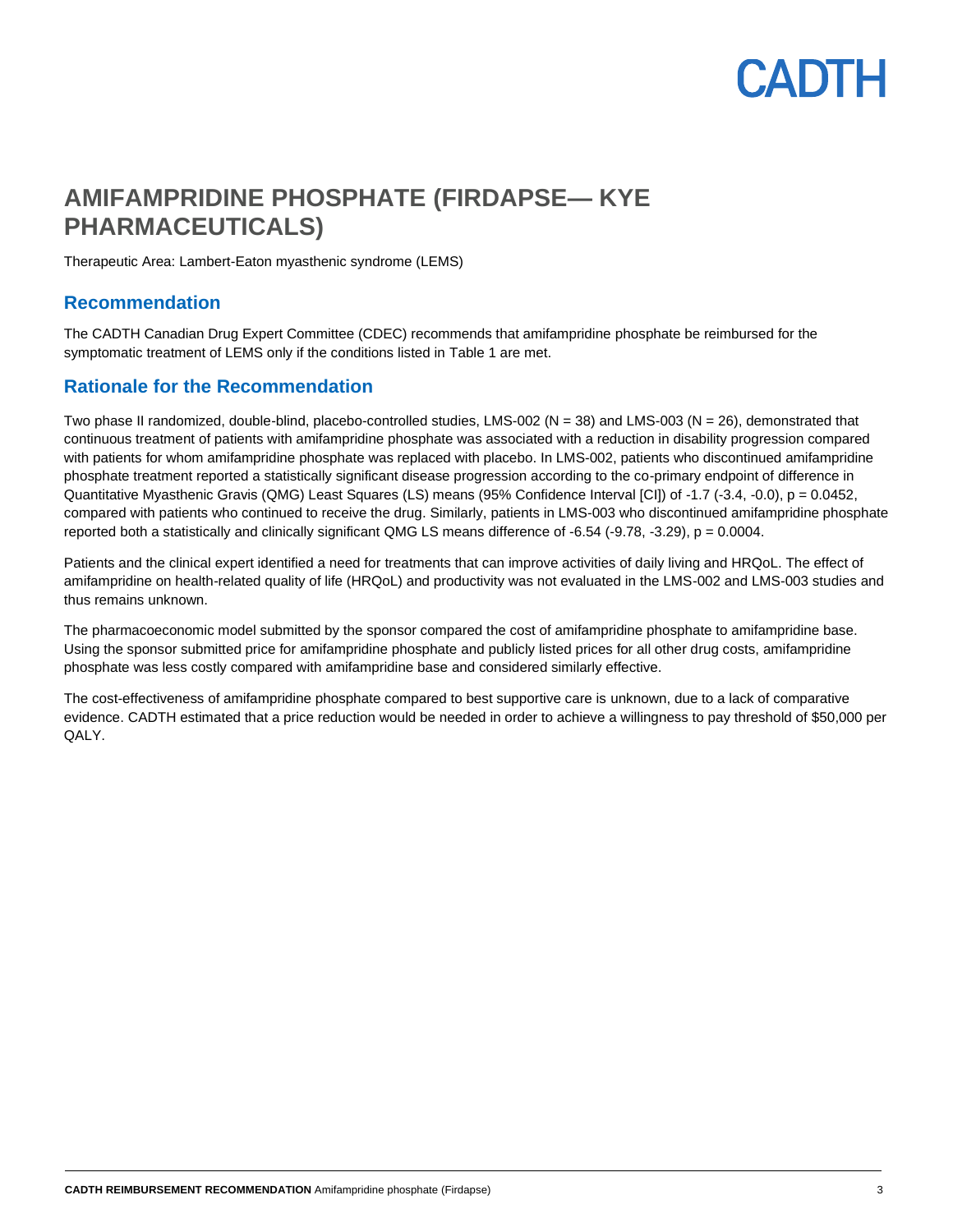# AMIFAMPRIDINE PHOSPHATE (FIRDAPSE— KYE PHARMACEUTICALS)

Therapeutic Area: Lambert-Eaton myasthenic syndrome (LEMS)

## Recommendation

The CADTH Canadian Drug Expert Committee (CDEC) recommends that amifampridine phosphate be reimbursed for the symptomatic treatment of LEMS only if the conditions listed in Table 1 are met.

## Rationale for the Recommendation

Two phase II randomized, double-blind, placebo-controlled studies, LMS-002 (N = 38) and LMS-003 (N = 26), demonstrated that continuous treatment of patients with amifampridine phosphate was associated with a reduction in disability progression compared with patients for whom amifampridine phosphate was replaced with placebo. In LMS-002, patients who discontinued amifampridine phosphate treatment reported a statistically significant disease progression according to the co-primary endpoint of difference in Quantitative Myasthenic Gravis (QMG) Least Squares (LS) means (95% Confidence Interval [CI]) of -1.7 (-3.4, -0.0), $p = 0.0452$, compared with patients who continued to receive the drug. Similarly, patients in LMS-003 who discontinued amifampridine phosphate reported both a statistically and clinically significant QMG LS means difference of -6.54 (-9.78, -3.29), $p = 0.0004$.

Patients and the clinical expert identified a need for treatments that can improve activities of daily living and HRQoL. The effect of amifampridine on health-related quality of life (HRQoL) and productivity was not evaluated in the LMS-002 and LMS-003 studies and thus remains unknown.

The pharmacoeconomic model submitted by the sponsor compared the cost of amifampridine phosphate to amifampridine base. Using the sponsor submitted price for amifampridine phosphate and publicly listed prices for all other drug costs, amifampridine phosphate was less costly compared with amifampridine base and considered similarly effective.

The cost-effectiveness of amifampridine phosphate compared to best supportive care is unknown, due to a lack of comparative evidence. CADTH estimated that a price reduction would be needed in order to achieve a willingness to pay threshold of $50,000 per QALY.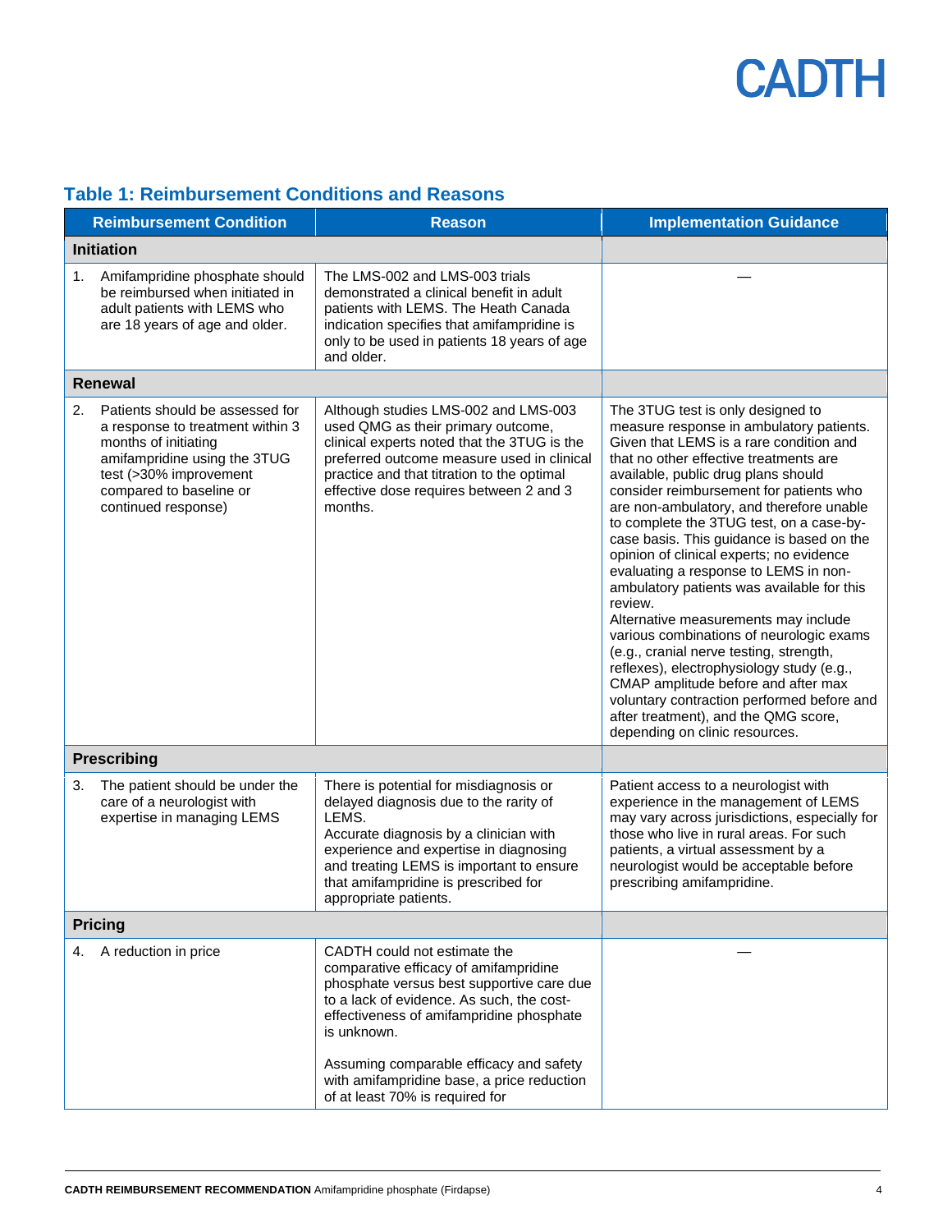## Table 1: Reimbursement Conditions and Reasons

| Reimbursement Condition | Reason | Implementation Guidance |
| --- | --- | --- |
| **Initiation** | | |
| 1. Amifampridine phosphate should be reimbursed when initiated in adult patients with LEMS who are 18 years of age and older. | The LMS-002 and LMS-003 trials demonstrated a clinical benefit in adult patients with LEMS. The Heath Canada indication specifies that amifampridine is only to be used in patients 18 years of age and older. | — |
| **Renewal** | | |
| 2. Patients should be assessed for a response to treatment within 3 months of initiating amifampridine using the 3TUG test (>30% improvement compared to baseline or continued response) | Although studies LMS-002 and LMS-003 used QMG as their primary outcome, clinical experts noted that the 3TUG is the preferred outcome measure used in clinical practice and that titration to the optimal effective dose requires between 2 and 3 months. | The 3TUG test is only designed to measure response in ambulatory patients. Given that LEMS is a rare condition and that no other effective treatments are available, public drug plans should consider reimbursement for patients who are non-ambulatory, and therefore unable to complete the 3TUG test, on a case-by-case basis. This guidance is based on the opinion of clinical experts; no evidence evaluating a response to LEMS in non-ambulatory patients was available for this review.<br>Alternative measurements may include various combinations of neurologic exams (e.g., cranial nerve testing, strength, reflexes), electrophysiology study (e.g., CMAP amplitude before and after max voluntary contraction performed before and after treatment), and the QMG score, depending on clinic resources. |
| **Prescribing** | | |
| 3. The patient should be under the care of a neurologist with expertise in managing LEMS | There is potential for misdiagnosis or delayed diagnosis due to the rarity of LEMS.<br>Accurate diagnosis by a clinician with experience and expertise in diagnosing and treating LEMS is important to ensure that amifampridine is prescribed for appropriate patients. | Patient access to a neurologist with experience in the management of LEMS may vary across jurisdictions, especially for those who live in rural areas. For such patients, a virtual assessment by a neurologist would be acceptable before prescribing amifampridine. |
| **Pricing** | | |
| 4. A reduction in price | CADTH could not estimate the comparative efficacy of amifampridine phosphate versus best supportive care due to a lack of evidence. As such, the cost-effectiveness of amifampridine phosphate is unknown.<br><br>Assuming comparable efficacy and safety with amifampridine base, a price reduction of at least 70% is required for | — |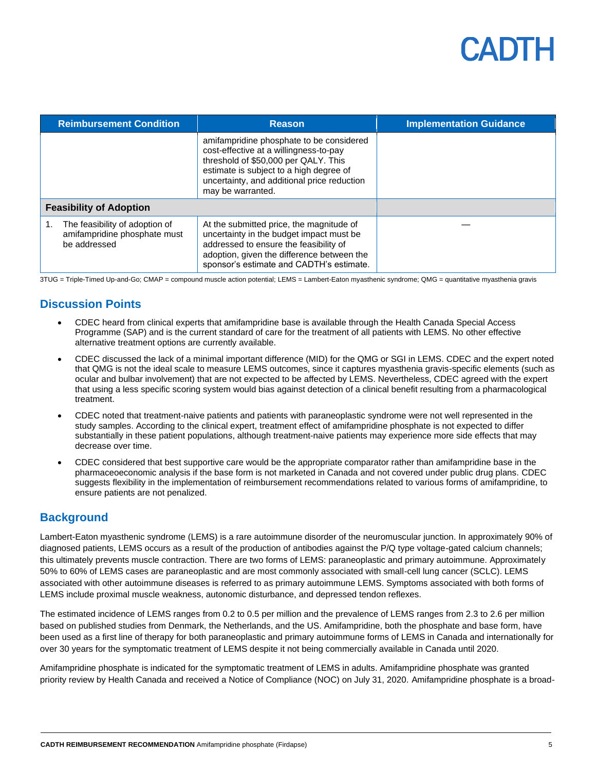| Reimbursement Condition | Reason | Implementation Guidance |
|---|---|---|
| | amifampridine phosphate to be considered cost-effective at a willingness-to-pay threshold of $50,000 per QALY. This estimate is subject to a high degree of uncertainty, and additional price reduction may be warranted. | |
| **Feasibility of Adoption** | | |
| 1. The feasibility of adoption of amifampridine phosphate must be addressed | At the submitted price, the magnitude of uncertainty in the budget impact must be addressed to ensure the feasibility of adoption, given the difference between the sponsor's estimate and CADTH's estimate. | — |

3TUG = Triple-Timed Up-and-Go; CMAP = compound muscle action potential; LEMS = Lambert-Eaton myasthenic syndrome; QMG = quantitative myasthenia gravis

## Discussion Points

- CDEC heard from clinical experts that amifampridine base is available through the Health Canada Special Access Programme (SAP) and is the current standard of care for the treatment of all patients with LEMS. No other effective alternative treatment options are currently available.
- CDEC discussed the lack of a minimal important difference (MID) for the QMG or SGI in LEMS. CDEC and the expert noted that QMG is not the ideal scale to measure LEMS outcomes, since it captures myasthenia gravis-specific elements (such as ocular and bulbar involvement) that are not expected to be affected by LEMS. Nevertheless, CDEC agreed with the expert that using a less specific scoring system would bias against detection of a clinical benefit resulting from a pharmacological treatment.
- CDEC noted that treatment-naive patients and patients with paraneoplastic syndrome were not well represented in the study samples. According to the clinical expert, treatment effect of amifampridine phosphate is not expected to differ substantially in these patient populations, although treatment-naive patients may experience more side effects that may decrease over time.
- CDEC considered that best supportive care would be the appropriate comparator rather than amifampridine base in the pharmaceoeconomic analysis if the base form is not marketed in Canada and not covered under public drug plans. CDEC suggests flexibility in the implementation of reimbursement recommendations related to various forms of amifampridine, to ensure patients are not penalized.

## Background

Lambert-Eaton myasthenic syndrome (LEMS) is a rare autoimmune disorder of the neuromuscular junction. In approximately 90% of diagnosed patients, LEMS occurs as a result of the production of antibodies against the P/Q type voltage-gated calcium channels; this ultimately prevents muscle contraction. There are two forms of LEMS: paraneoplastic and primary autoimmune. Approximately 50% to 60% of LEMS cases are paraneoplastic and are most commonly associated with small-cell lung cancer (SCLC). LEMS associated with other autoimmune diseases is referred to as primary autoimmune LEMS. Symptoms associated with both forms of LEMS include proximal muscle weakness, autonomic disturbance, and depressed tendon reflexes.

The estimated incidence of LEMS ranges from 0.2 to 0.5 per million and the prevalence of LEMS ranges from 2.3 to 2.6 per million based on published studies from Denmark, the Netherlands, and the US. Amifampridine, both the phosphate and base form, have been used as a first line of therapy for both paraneoplastic and primary autoimmune forms of LEMS in Canada and internationally for over 30 years for the symptomatic treatment of LEMS despite it not being commercially available in Canada until 2020.

Amifampridine phosphate is indicated for the symptomatic treatment of LEMS in adults. Amifampridine phosphate was granted priority review by Health Canada and received a Notice of Compliance (NOC) on July 31, 2020. Amifampridine phosphate is a broad-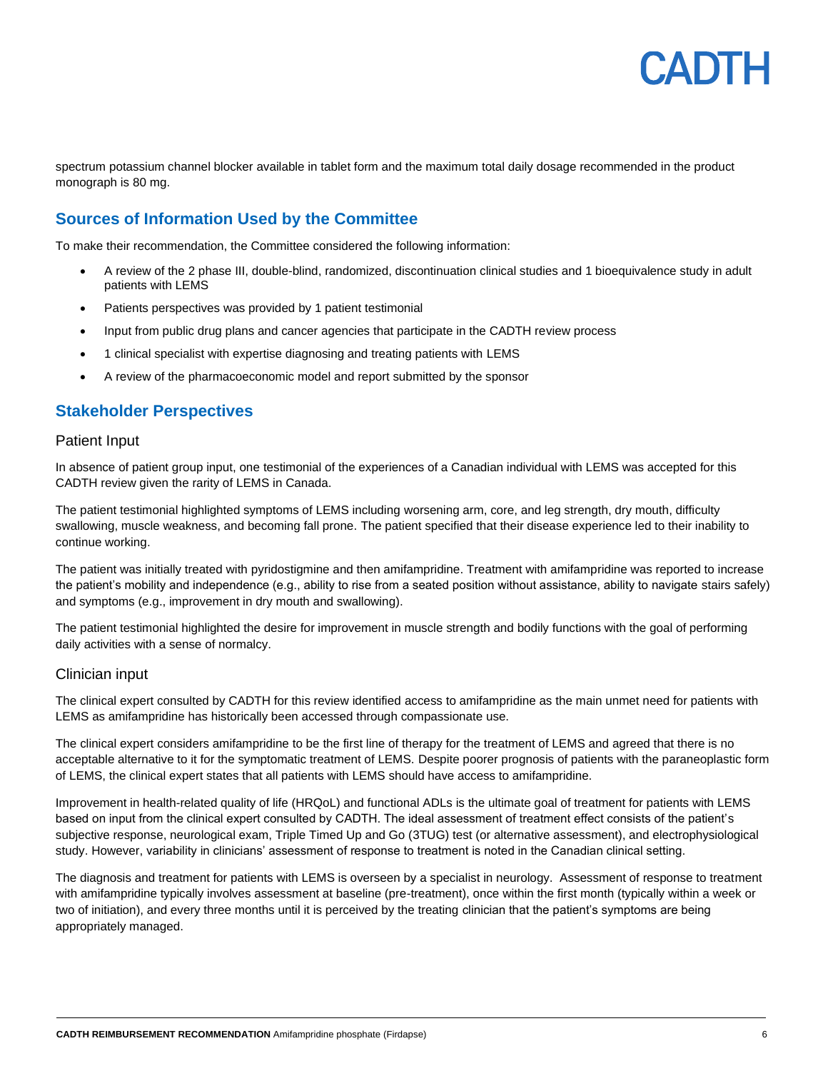spectrum potassium channel blocker available in tablet form and the maximum total daily dosage recommended in the product monograph is 80 mg.

## Sources of Information Used by the Committee

To make their recommendation, the Committee considered the following information:

- A review of the 2 phase III, double-blind, randomized, discontinuation clinical studies and 1 bioequivalence study in adult patients with LEMS
- Patients perspectives was provided by 1 patient testimonial
- Input from public drug plans and cancer agencies that participate in the CADTH review process
- 1 clinical specialist with expertise diagnosing and treating patients with LEMS
- A review of the pharmacoeconomic model and report submitted by the sponsor

## Stakeholder Perspectives

### Patient Input

In absence of patient group input, one testimonial of the experiences of a Canadian individual with LEMS was accepted for this CADTH review given the rarity of LEMS in Canada.

The patient testimonial highlighted symptoms of LEMS including worsening arm, core, and leg strength, dry mouth, difficulty swallowing, muscle weakness, and becoming fall prone. The patient specified that their disease experience led to their inability to continue working.

The patient was initially treated with pyridostigmine and then amifampridine. Treatment with amifampridine was reported to increase the patient's mobility and independence (e.g., ability to rise from a seated position without assistance, ability to navigate stairs safely) and symptoms (e.g., improvement in dry mouth and swallowing).

The patient testimonial highlighted the desire for improvement in muscle strength and bodily functions with the goal of performing daily activities with a sense of normalcy.

### Clinician input

The clinical expert consulted by CADTH for this review identified access to amifampridine as the main unmet need for patients with LEMS as amifampridine has historically been accessed through compassionate use.

The clinical expert considers amifampridine to be the first line of therapy for the treatment of LEMS and agreed that there is no acceptable alternative to it for the symptomatic treatment of LEMS. Despite poorer prognosis of patients with the paraneoplastic form of LEMS, the clinical expert states that all patients with LEMS should have access to amifampridine.

Improvement in health-related quality of life (HRQoL) and functional ADLs is the ultimate goal of treatment for patients with LEMS based on input from the clinical expert consulted by CADTH. The ideal assessment of treatment effect consists of the patient's subjective response, neurological exam, Triple Timed Up and Go (3TUG) test (or alternative assessment), and electrophysiological study. However, variability in clinicians' assessment of response to treatment is noted in the Canadian clinical setting.

The diagnosis and treatment for patients with LEMS is overseen by a specialist in neurology. Assessment of response to treatment with amifampridine typically involves assessment at baseline (pre-treatment), once within the first month (typically within a week or two of initiation), and every three months until it is perceived by the treating clinician that the patient's symptoms are being appropriately managed.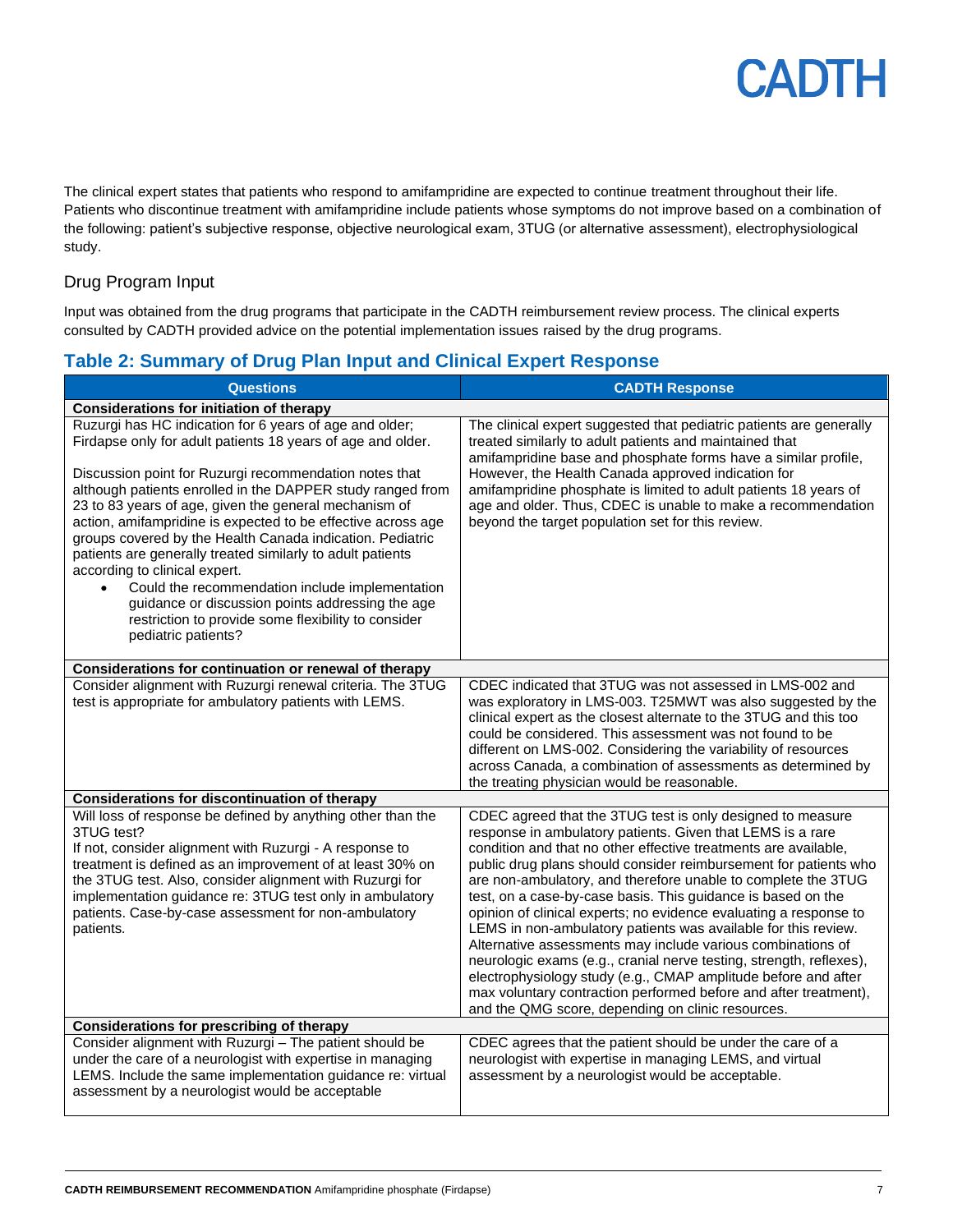The clinical expert states that patients who respond to amifampridine are expected to continue treatment throughout their life. Patients who discontinue treatment with amifampridine include patients whose symptoms do not improve based on a combination of the following: patient's subjective response, objective neurological exam, 3TUG (or alternative assessment), electrophysiological study.

## Drug Program Input

Input was obtained from the drug programs that participate in the CADTH reimbursement review process. The clinical experts consulted by CADTH provided advice on the potential implementation issues raised by the drug programs.

### Table 2: Summary of Drug Plan Input and Clinical Expert Response

| Questions | CADTH Response |
|---|---|
| **Considerations for initiation of therapy** | |
| Ruzurgi has HC indication for 6 years of age and older; Firdapse only for adult patients 18 years of age and older.<br><br>Discussion point for Ruzurgi recommendation notes that although patients enrolled in the DAPPER study ranged from 23 to 83 years of age, given the general mechanism of action, amifampridine is expected to be effective across age groups covered by the Health Canada indication. Pediatric patients are generally treated similarly to adult patients according to clinical expert.<br>• Could the recommendation include implementation guidance or discussion points addressing the age restriction to provide some flexibility to consider pediatric patients? | The clinical expert suggested that pediatric patients are generally treated similarly to adult patients and maintained that amifampridine base and phosphate forms have a similar profile, However, the Health Canada approved indication for amifampridine phosphate is limited to adult patients 18 years of age and older. Thus, CDEC is unable to make a recommendation beyond the target population set for this review. |
| **Considerations for continuation or renewal of therapy** | |
| Consider alignment with Ruzurgi renewal criteria. The 3TUG test is appropriate for ambulatory patients with LEMS. | CDEC indicated that 3TUG was not assessed in LMS-002 and was exploratory in LMS-003. T25MWT was also suggested by the clinical expert as the closest alternate to the 3TUG and this too could be considered. This assessment was not found to be different on LMS-002. Considering the variability of resources across Canada, a combination of assessments as determined by the treating physician would be reasonable. |
| **Considerations for discontinuation of therapy** | |
| Will loss of response be defined by anything other than the 3TUG test?<br>If not, consider alignment with Ruzurgi - A response to treatment is defined as an improvement of at least 30% on the 3TUG test. Also, consider alignment with Ruzurgi for implementation guidance re: 3TUG test only in ambulatory patients. Case-by-case assessment for non-ambulatory patients. | CDEC agreed that the 3TUG test is only designed to measure response in ambulatory patients. Given that LEMS is a rare condition and that no other effective treatments are available, public drug plans should consider reimbursement for patients who are non-ambulatory, and therefore unable to complete the 3TUG test, on a case-by-case basis. This guidance is based on the opinion of clinical experts; no evidence evaluating a response to LEMS in non-ambulatory patients was available for this review. Alternative assessments may include various combinations of neurologic exams (e.g., cranial nerve testing, strength, reflexes), electrophysiology study (e.g., CMAP amplitude before and after max voluntary contraction performed before and after treatment), and the QMG score, depending on clinic resources. |
| **Considerations for prescribing of therapy** | |
| Consider alignment with Ruzurgi – The patient should be under the care of a neurologist with expertise in managing LEMS. Include the same implementation guidance re: virtual assessment by a neurologist would be acceptable | CDEC agrees that the patient should be under the care of a neurologist with expertise in managing LEMS, and virtual assessment by a neurologist would be acceptable. |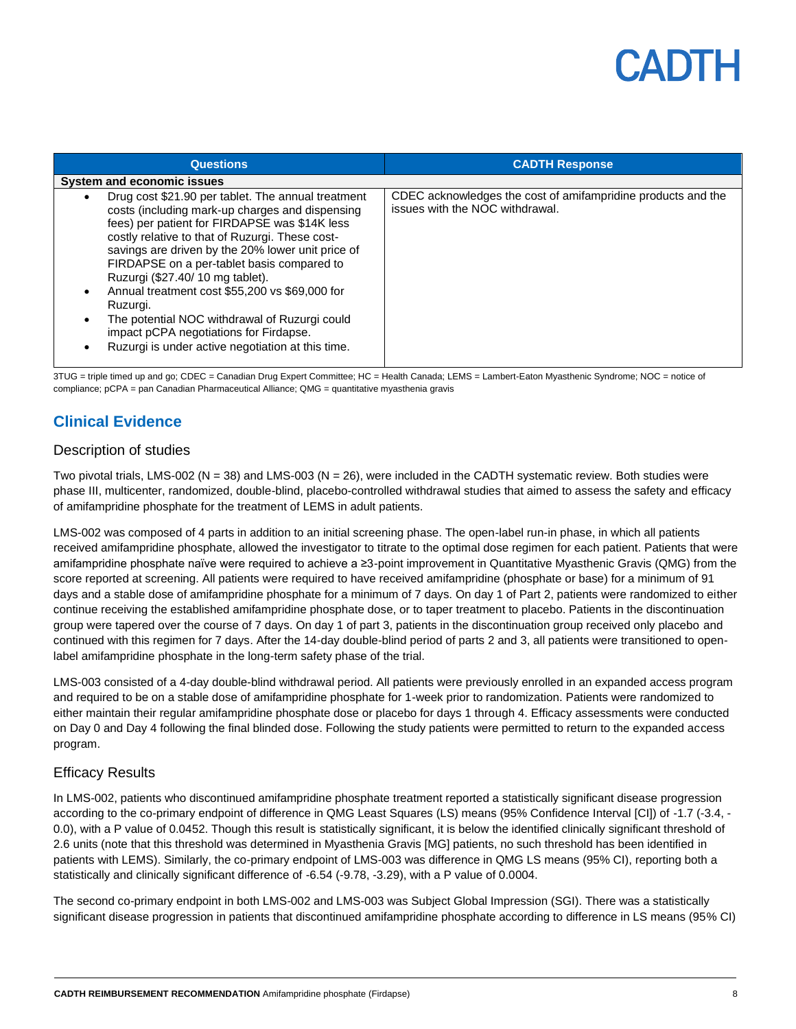| Questions | CADTH Response |
| --- | --- |
| **System and economic issues** | |
| • Drug cost \$21.90 per tablet. The annual treatment costs (including mark-up charges and dispensing fees) per patient for FIRDAPSE was \$14K less costly relative to that of Ruzurgi. These cost-savings are driven by the 20% lower unit price of FIRDAPSE on a per-tablet basis compared to Ruzurgi (\$27.40/ 10 mg tablet).<br>• Annual treatment cost \$55,200 vs \$69,000 for Ruzurgi.<br>• The potential NOC withdrawal of Ruzurgi could impact pCPA negotiations for Firdapse.<br>• Ruzurgi is under active negotiation at this time. | CDEC acknowledges the cost of amifampridine products and the issues with the NOC withdrawal. |

3TUG = triple timed up and go; CDEC = Canadian Drug Expert Committee; HC = Health Canada; LEMS = Lambert-Eaton Myasthenic Syndrome; NOC = notice of compliance; pCPA = pan Canadian Pharmaceutical Alliance; QMG = quantitative myasthenia gravis

## Clinical Evidence

### Description of studies

Two pivotal trials, LMS-002 (N = 38) and LMS-003 (N = 26), were included in the CADTH systematic review. Both studies were phase III, multicenter, randomized, double-blind, placebo-controlled withdrawal studies that aimed to assess the safety and efficacy of amifampridine phosphate for the treatment of LEMS in adult patients.

LMS-002 was composed of 4 parts in addition to an initial screening phase. The open-label run-in phase, in which all patients received amifampridine phosphate, allowed the investigator to titrate to the optimal dose regimen for each patient. Patients that were amifampridine phosphate naïve were required to achieve a ≥3-point improvement in Quantitative Myasthenic Gravis (QMG) from the score reported at screening. All patients were required to have received amifampridine (phosphate or base) for a minimum of 91 days and a stable dose of amifampridine phosphate for a minimum of 7 days. On day 1 of Part 2, patients were randomized to either continue receiving the established amifampridine phosphate dose, or to taper treatment to placebo. Patients in the discontinuation group were tapered over the course of 7 days. On day 1 of part 3, patients in the discontinuation group received only placebo and continued with this regimen for 7 days. After the 14-day double-blind period of parts 2 and 3, all patients were transitioned to open-label amifampridine phosphate in the long-term safety phase of the trial.

LMS-003 consisted of a 4-day double-blind withdrawal period. All patients were previously enrolled in an expanded access program and required to be on a stable dose of amifampridine phosphate for 1-week prior to randomization. Patients were randomized to either maintain their regular amifampridine phosphate dose or placebo for days 1 through 4. Efficacy assessments were conducted on Day 0 and Day 4 following the final blinded dose. Following the study patients were permitted to return to the expanded access program.

### Efficacy Results

In LMS-002, patients who discontinued amifampridine phosphate treatment reported a statistically significant disease progression according to the co-primary endpoint of difference in QMG Least Squares (LS) means (95% Confidence Interval [CI]) of -1.7 (-3.4, -0.0), with a P value of 0.0452. Though this result is statistically significant, it is below the identified clinically significant threshold of 2.6 units (note that this threshold was determined in Myasthenia Gravis [MG] patients, no such threshold has been identified in patients with LEMS). Similarly, the co-primary endpoint of LMS-003 was difference in QMG LS means (95% CI), reporting both a statistically and clinically significant difference of -6.54 (-9.78, -3.29), with a P value of 0.0004.

The second co-primary endpoint in both LMS-002 and LMS-003 was Subject Global Impression (SGI). There was a statistically significant disease progression in patients that discontinued amifampridine phosphate according to difference in LS means (95% CI)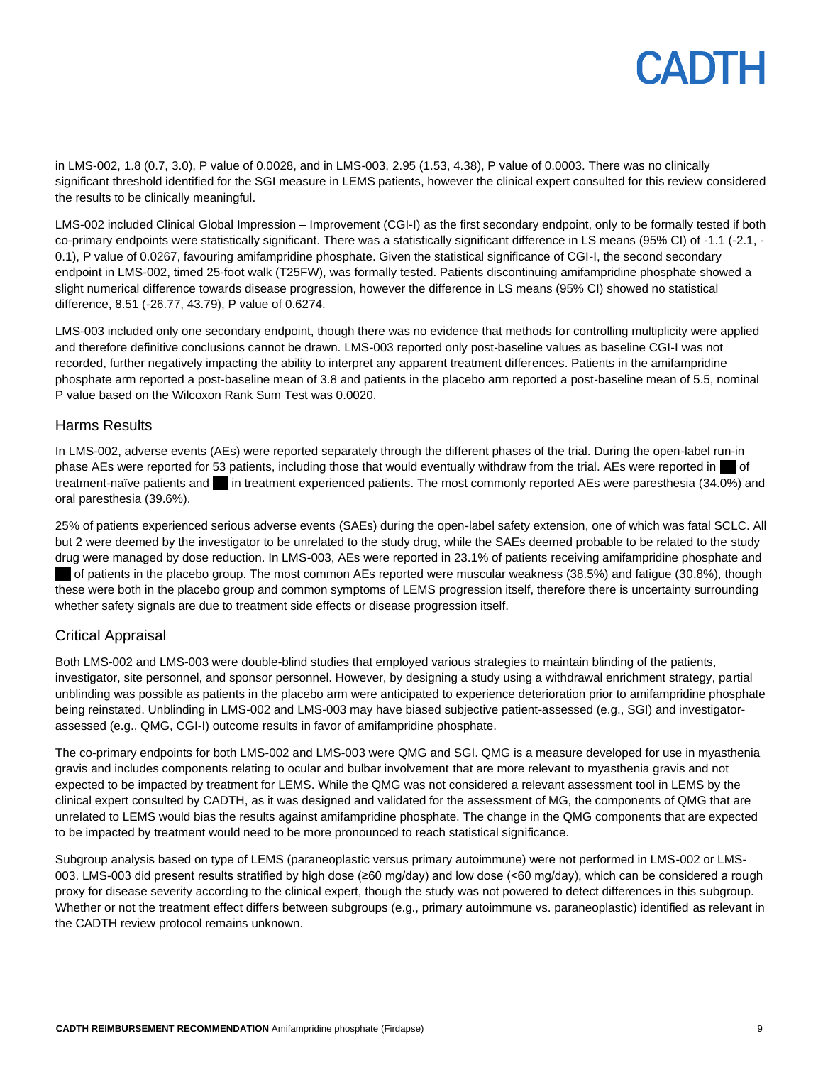in LMS-002, 1.8 (0.7, 3.0), P value of 0.0028, and in LMS-003, 2.95 (1.53, 4.38), P value of 0.0003. There was no clinically significant threshold identified for the SGI measure in LEMS patients, however the clinical expert consulted for this review considered the results to be clinically meaningful.

LMS-002 included Clinical Global Impression – Improvement (CGI-I) as the first secondary endpoint, only to be formally tested if both co-primary endpoints were statistically significant. There was a statistically significant difference in LS means (95% CI) of -1.1 (-2.1, -0.1), P value of 0.0267, favouring amifampridine phosphate. Given the statistical significance of CGI-I, the second secondary endpoint in LMS-002, timed 25-foot walk (T25FW), was formally tested. Patients discontinuing amifampridine phosphate showed a slight numerical difference towards disease progression, however the difference in LS means (95% CI) showed no statistical difference, 8.51 (-26.77, 43.79), P value of 0.6274.

LMS-003 included only one secondary endpoint, though there was no evidence that methods for controlling multiplicity were applied and therefore definitive conclusions cannot be drawn. LMS-003 reported only post-baseline values as baseline CGI-I was not recorded, further negatively impacting the ability to interpret any apparent treatment differences. Patients in the amifampridine phosphate arm reported a post-baseline mean of 3.8 and patients in the placebo arm reported a post-baseline mean of 5.5, nominal P value based on the Wilcoxon Rank Sum Test was 0.0020.

## Harms Results

In LMS-002, adverse events (AEs) were reported separately through the different phases of the trial. During the open-label run-in phase AEs were reported for 53 patients, including those that would eventually withdraw from the trial. AEs were reported in ██ of treatment-naïve patients and ██ in treatment experienced patients. The most commonly reported AEs were paresthesia (34.0%) and oral paresthesia (39.6%).

25% of patients experienced serious adverse events (SAEs) during the open-label safety extension, one of which was fatal SCLC. All but 2 were deemed by the investigator to be unrelated to the study drug, while the SAEs deemed probable to be related to the study drug were managed by dose reduction. In LMS-003, AEs were reported in 23.1% of patients receiving amifampridine phosphate and ██ of patients in the placebo group. The most common AEs reported were muscular weakness (38.5%) and fatigue (30.8%), though these were both in the placebo group and common symptoms of LEMS progression itself, therefore there is uncertainty surrounding whether safety signals are due to treatment side effects or disease progression itself.

## Critical Appraisal

Both LMS-002 and LMS-003 were double-blind studies that employed various strategies to maintain blinding of the patients, investigator, site personnel, and sponsor personnel. However, by designing a study using a withdrawal enrichment strategy, partial unblinding was possible as patients in the placebo arm were anticipated to experience deterioration prior to amifampridine phosphate being reinstated. Unblinding in LMS-002 and LMS-003 may have biased subjective patient-assessed (e.g., SGI) and investigator-assessed (e.g., QMG, CGI-I) outcome results in favor of amifampridine phosphate.

The co-primary endpoints for both LMS-002 and LMS-003 were QMG and SGI. QMG is a measure developed for use in myasthenia gravis and includes components relating to ocular and bulbar involvement that are more relevant to myasthenia gravis and not expected to be impacted by treatment for LEMS. While the QMG was not considered a relevant assessment tool in LEMS by the clinical expert consulted by CADTH, as it was designed and validated for the assessment of MG, the components of QMG that are unrelated to LEMS would bias the results against amifampridine phosphate. The change in the QMG components that are expected to be impacted by treatment would need to be more pronounced to reach statistical significance.

Subgroup analysis based on type of LEMS (paraneoplastic versus primary autoimmune) were not performed in LMS-002 or LMS-003. LMS-003 did present results stratified by high dose (≥60 mg/day) and low dose (<60 mg/day), which can be considered a rough proxy for disease severity according to the clinical expert, though the study was not powered to detect differences in this subgroup. Whether or not the treatment effect differs between subgroups (e.g., primary autoimmune vs. paraneoplastic) identified as relevant in the CADTH review protocol remains unknown.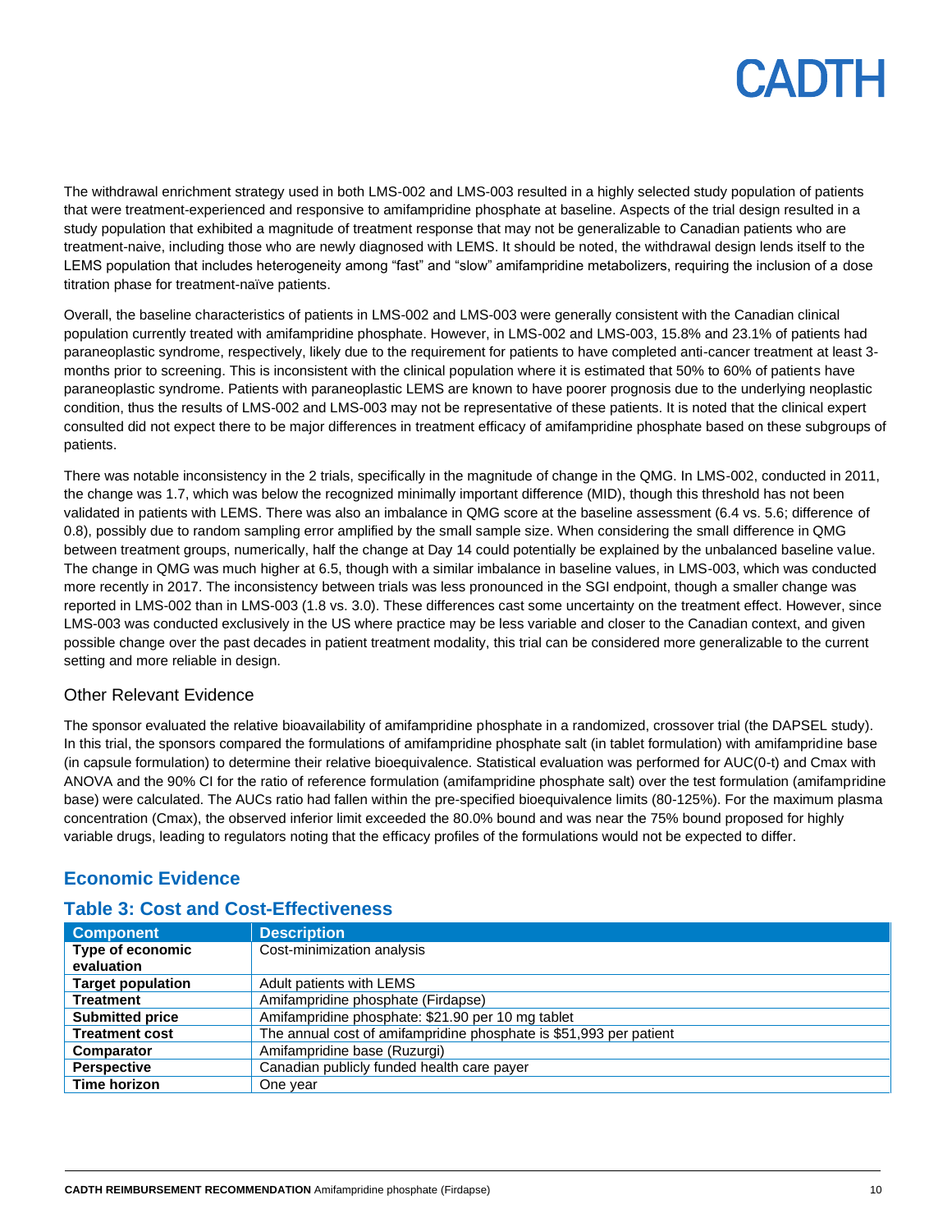The withdrawal enrichment strategy used in both LMS-002 and LMS-003 resulted in a highly selected study population of patients that were treatment-experienced and responsive to amifampridine phosphate at baseline. Aspects of the trial design resulted in a study population that exhibited a magnitude of treatment response that may not be generalizable to Canadian patients who are treatment-naive, including those who are newly diagnosed with LEMS. It should be noted, the withdrawal design lends itself to the LEMS population that includes heterogeneity among "fast" and "slow" amifampridine metabolizers, requiring the inclusion of a dose titration phase for treatment-naïve patients.

Overall, the baseline characteristics of patients in LMS-002 and LMS-003 were generally consistent with the Canadian clinical population currently treated with amifampridine phosphate. However, in LMS-002 and LMS-003, 15.8% and 23.1% of patients had paraneoplastic syndrome, respectively, likely due to the requirement for patients to have completed anti-cancer treatment at least 3-months prior to screening. This is inconsistent with the clinical population where it is estimated that 50% to 60% of patients have paraneoplastic syndrome. Patients with paraneoplastic LEMS are known to have poorer prognosis due to the underlying neoplastic condition, thus the results of LMS-002 and LMS-003 may not be representative of these patients. It is noted that the clinical expert consulted did not expect there to be major differences in treatment efficacy of amifampridine phosphate based on these subgroups of patients.

There was notable inconsistency in the 2 trials, specifically in the magnitude of change in the QMG. In LMS-002, conducted in 2011, the change was 1.7, which was below the recognized minimally important difference (MID), though this threshold has not been validated in patients with LEMS. There was also an imbalance in QMG score at the baseline assessment (6.4 vs. 5.6; difference of 0.8), possibly due to random sampling error amplified by the small sample size. When considering the small difference in QMG between treatment groups, numerically, half the change at Day 14 could potentially be explained by the unbalanced baseline value. The change in QMG was much higher at 6.5, though with a similar imbalance in baseline values, in LMS-003, which was conducted more recently in 2017. The inconsistency between trials was less pronounced in the SGI endpoint, though a smaller change was reported in LMS-002 than in LMS-003 (1.8 vs. 3.0). These differences cast some uncertainty on the treatment effect. However, since LMS-003 was conducted exclusively in the US where practice may be less variable and closer to the Canadian context, and given possible change over the past decades in patient treatment modality, this trial can be considered more generalizable to the current setting and more reliable in design.

### Other Relevant Evidence

The sponsor evaluated the relative bioavailability of amifampridine phosphate in a randomized, crossover trial (the DAPSEL study). In this trial, the sponsors compared the formulations of amifampridine phosphate salt (in tablet formulation) with amifampridine base (in capsule formulation) to determine their relative bioequivalence. Statistical evaluation was performed for AUC(0-t) and Cmax with ANOVA and the 90% CI for the ratio of reference formulation (amifampridine phosphate salt) over the test formulation (amifampridine base) were calculated. The AUCs ratio had fallen within the pre-specified bioequivalence limits (80-125%). For the maximum plasma concentration (Cmax), the observed inferior limit exceeded the 80.0% bound and was near the 75% bound proposed for highly variable drugs, leading to regulators noting that the efficacy profiles of the formulations would not be expected to differ.

## Economic Evidence

### Table 3: Cost and Cost-Effectiveness

| Component | Description |
|---|---|
| **Type of economic evaluation** | Cost-minimization analysis |
| **Target population** | Adult patients with LEMS |
| **Treatment** | Amifampridine phosphate (Firdapse) |
| **Submitted price** | Amifampridine phosphate: $21.90 per 10 mg tablet |
| **Treatment cost** | The annual cost of amifampridine phosphate is $51,993 per patient |
| **Comparator** | Amifampridine base (Ruzurgi) |
| **Perspective** | Canadian publicly funded health care payer |
| **Time horizon** | One year |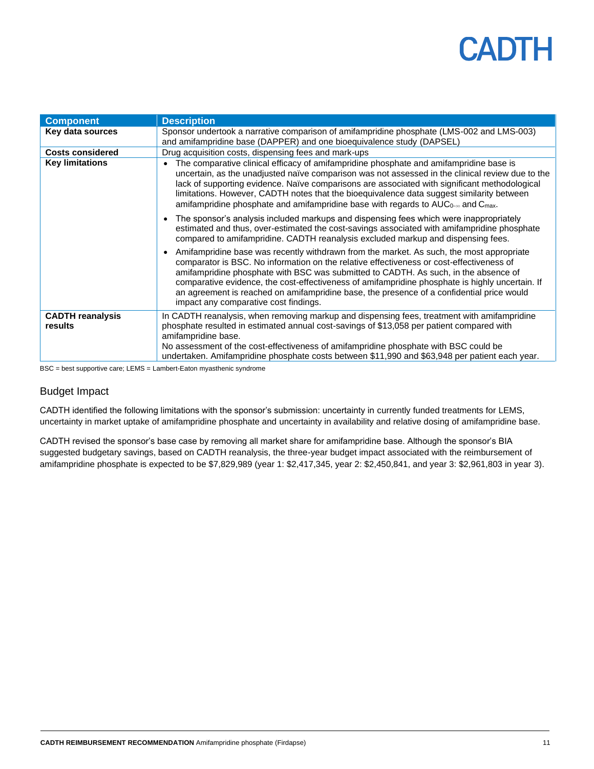| Component | Description |
| --- | --- |
| **Key data sources** | Sponsor undertook a narrative comparison of amifampridine phosphate (LMS-002 and LMS-003) and amifampridine base (DAPPER) and one bioequivalence study (DAPSEL) |
| **Costs considered** | Drug acquisition costs, dispensing fees and mark-ups |
| **Key limitations** | • The comparative clinical efficacy of amifampridine phosphate and amifampridine base is uncertain, as the unadjusted naïve comparison was not assessed in the clinical review due to the lack of supporting evidence. Naïve comparisons are associated with significant methodological limitations. However, CADTH notes that the bioequivalence data suggest similarity between amifampridine phosphate and amifampridine base with regards to $AUC_{0-\infty}$ and $C_{max}$.<br>• The sponsor's analysis included markups and dispensing fees which were inappropriately estimated and thus, over-estimated the cost-savings associated with amifampridine phosphate compared to amifampridine. CADTH reanalysis excluded markup and dispensing fees.<br>• Amifampridine base was recently withdrawn from the market. As such, the most appropriate comparator is BSC. No information on the relative effectiveness or cost-effectiveness of amifampridine phosphate with BSC was submitted to CADTH. As such, in the absence of comparative evidence, the cost-effectiveness of amifampridine phosphate is highly uncertain. If an agreement is reached on amifampridine base, the presence of a confidential price would impact any comparative cost findings. |
| **CADTH reanalysis results** | In CADTH reanalysis, when removing markup and dispensing fees, treatment with amifampridine phosphate resulted in estimated annual cost-savings of $13,058 per patient compared with amifampridine base.<br>No assessment of the cost-effectiveness of amifampridine phosphate with BSC could be undertaken. Amifampridine phosphate costs between $11,990 and $63,948 per patient each year. |

BSC = best supportive care; LEMS = Lambert-Eaton myasthenic syndrome

## Budget Impact

CADTH identified the following limitations with the sponsor's submission: uncertainty in currently funded treatments for LEMS, uncertainty in market uptake of amifampridine phosphate and uncertainty in availability and relative dosing of amifampridine base.

CADTH revised the sponsor's base case by removing all market share for amifampridine base. Although the sponsor's BIA suggested budgetary savings, based on CADTH reanalysis, the three-year budget impact associated with the reimbursement of amifampridine phosphate is expected to be $7,829,989 (year 1: $2,417,345, year 2: $2,450,841, and year 3: $2,961,803 in year 3).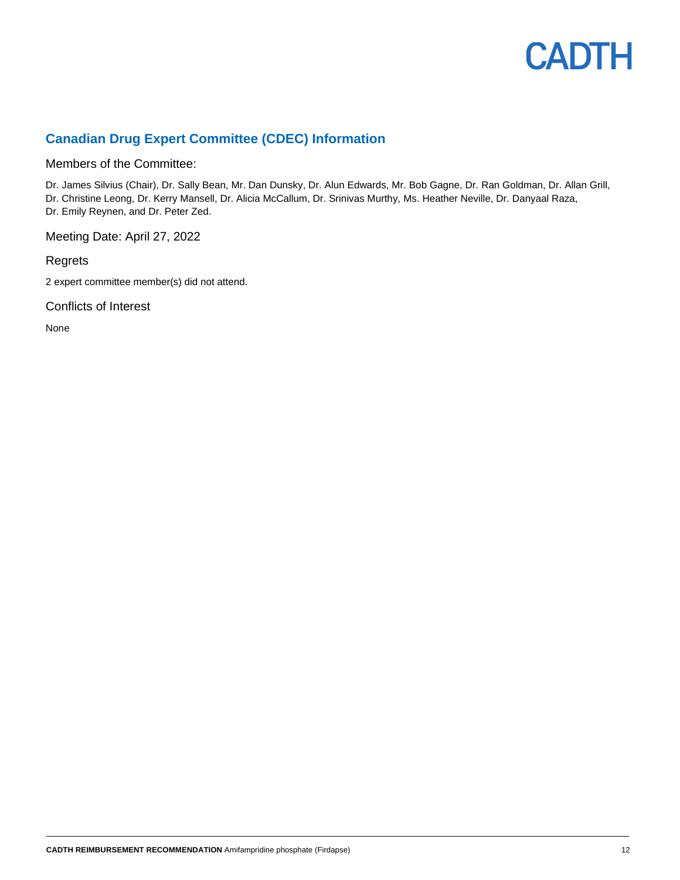## Canadian Drug Expert Committee (CDEC) Information

### Members of the Committee:

Dr. James Silvius (Chair), Dr. Sally Bean, Mr. Dan Dunsky, Dr. Alun Edwards, Mr. Bob Gagne, Dr. Ran Goldman, Dr. Allan Grill, Dr. Christine Leong, Dr. Kerry Mansell, Dr. Alicia McCallum, Dr. Srinivas Murthy, Ms. Heather Neville, Dr. Danyaal Raza, Dr. Emily Reynen, and Dr. Peter Zed.

### Meeting Date: April 27, 2022

### Regrets

2 expert committee member(s) did not attend.

### Conflicts of Interest

None